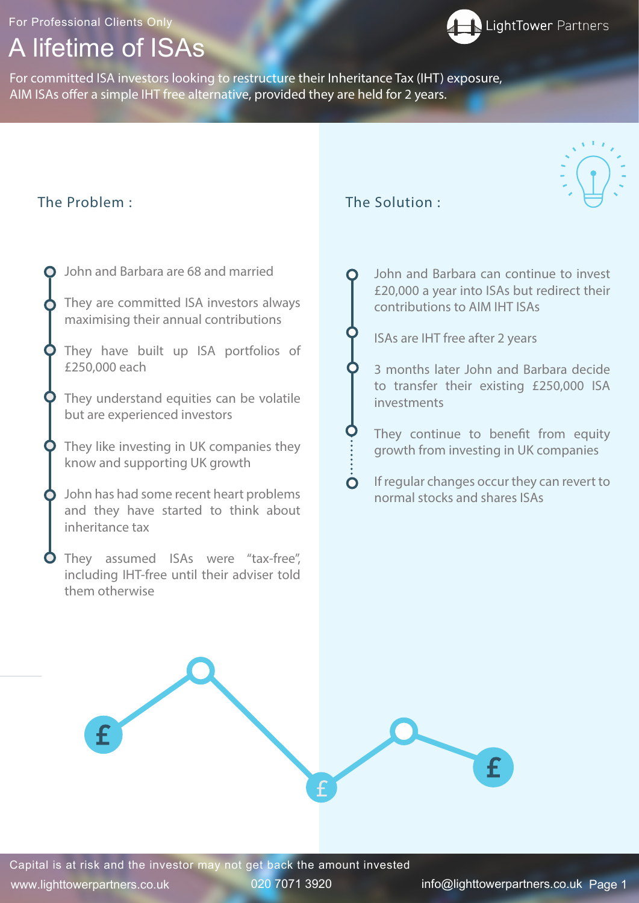For Professional Clients Only

# A lifetime of ISAs

LightTower Partners

For committed ISA investors looking to restructure their Inheritance Tax (IHT) exposure, AIM ISAs offer a simple IHT free alternative, provided they are held for 2 years.

## The Problem :

- John and Barbara are 68 and married
- They are committed ISA investors always maximising their annual contributions
- They have built up ISA portfolios of £250,000 each
- They understand equities can be volatile but are experienced investors
- They like investing in UK companies they know and supporting UK growth
- John has had some recent heart problems and they have started to think about inheritance tax
- They assumed ISAs were "tax-free", including IHT-free until their adviser told them otherwise

## The Solution :

- John and Barbara can continue to invest £20,000 a year into ISAs but redirect their contributions to AIM IHT ISAs
- ISAs are IHT free after 2 years
- 3 months later John and Barbara decide to transfer their existing £250,000 ISA investments
- They continue to benefit from equity growth from investing in UK companies
- If regular changes occur they can revert to normal stocks and shares ISAs

Capital is at risk and the investor may not get back the amount invested

www.lighttowerpartners.co.uk 020 7071 3920 info@lighttowerpartners.co.uk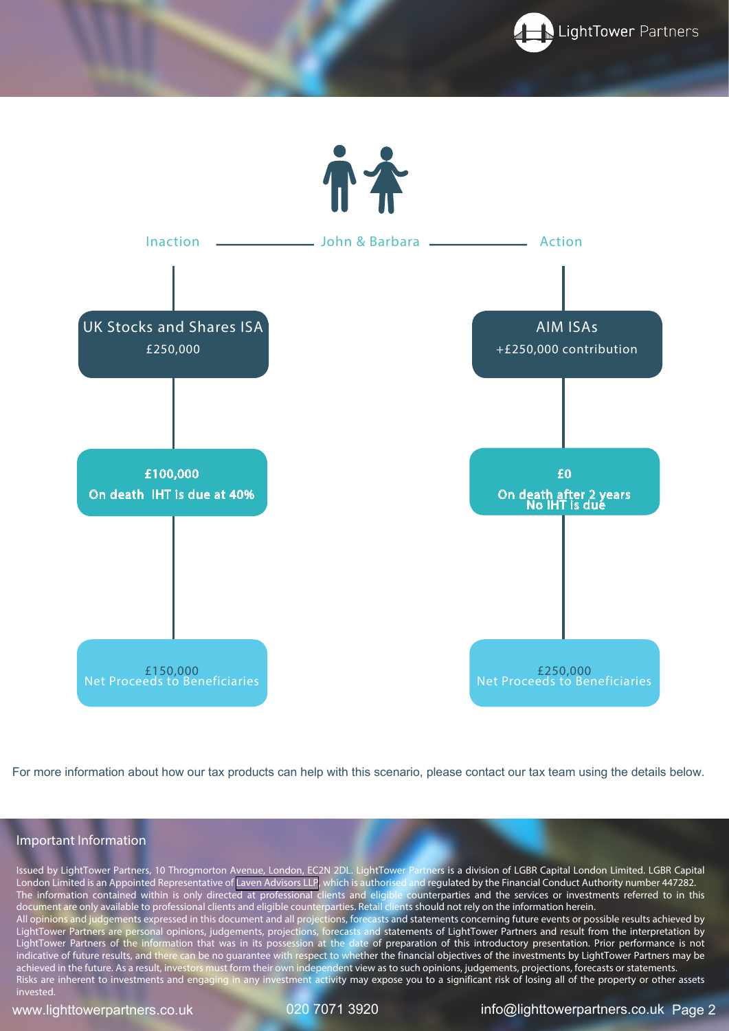Inaction — John & Barbara — Action

**Inaction**

UK Stocks and Shares ISA
£250,000

**£100,000**
**On death IHT is due at 40%**

£150,000
Net Proceeds to Beneficiaries

**Action**

AIM ISAs
+£250,000 contribution

**£0**
**On death after 2 years No IHT is due**

£250,000
Net Proceeds to Beneficiaries

For more information about how our tax products can help with this scenario, please contact our tax team using the details below.

## Important Information

Issued by LightTower Partners, 10 Throgmorton Avenue, London, EC2N 2DL. LightTower Partners is a division of LGBR Capital London Limited. LGBR Capital London Limited is an Appointed Representative of Laven Advisors LLP, which is authorised and regulated by the Financial Conduct Authority number 447282.
The information contained within is only directed at professional clients and eligible counterparties and the services or investments referred to in this document are only available to professional clients and eligible counterparties. Retail clients should not rely on the information herein.
All opinions and judgements expressed in this document and all projections, forecasts and statements concerning future events or possible results achieved by LightTower Partners are personal opinions, judgements, projections, forecasts and statements of LightTower Partners and result from the interpretation by LightTower Partners of the information that was in its possession at the date of preparation of this introductory presentation. Prior performance is not indicative of future results, and there can be no guarantee with respect to whether the financial objectives of the investments by LightTower Partners may be achieved in the future. As a result, investors must form their own independent view as to such opinions, judgements, projections, forecasts or statements.
Risks are inherent to investments and engaging in any investment activity may expose you to a significant risk of losing all of the property or other assets invested.

www.lighttowerpartners.co.uk 020 7071 3920 info@lighttowerpartners.co.uk